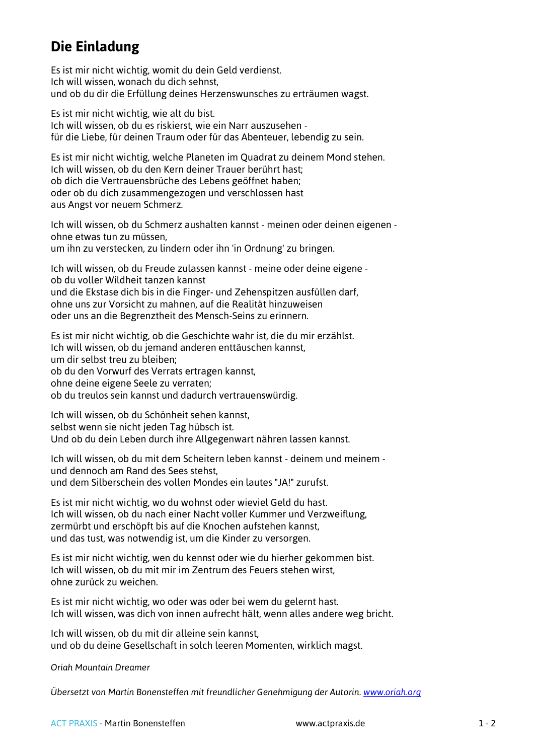# Die Einladung

Es ist mir nicht wichtig, womit du dein Geld verdienst.
Ich will wissen, wonach du dich sehnst,
und ob du dir die Erfüllung deines Herzenswunsches zu erträumen wagst.

Es ist mir nicht wichtig, wie alt du bist.
Ich will wissen, ob du es riskierst, wie ein Narr auszusehen -
für die Liebe, für deinen Traum oder für das Abenteuer, lebendig zu sein.

Es ist mir nicht wichtig, welche Planeten im Quadrat zu deinem Mond stehen.
Ich will wissen, ob du den Kern deiner Trauer berührt hast;
ob dich die Vertrauensbrüche des Lebens geöffnet haben;
oder ob du dich zusammengezogen und verschlossen hast
aus Angst vor neuem Schmerz.

Ich will wissen, ob du Schmerz aushalten kannst - meinen oder deinen eigenen -
ohne etwas tun zu müssen,
um ihn zu verstecken, zu lindern oder ihn 'in Ordnung' zu bringen.

Ich will wissen, ob du Freude zulassen kannst - meine oder deine eigene -
ob du voller Wildheit tanzen kannst
und die Ekstase dich bis in die Finger- und Zehenspitzen ausfüllen darf,
ohne uns zur Vorsicht zu mahnen, auf die Realität hinzuweisen
oder uns an die Begrenztheit des Mensch-Seins zu erinnern.

Es ist mir nicht wichtig, ob die Geschichte wahr ist, die du mir erzählst.
Ich will wissen, ob du jemand anderen enttäuschen kannst,
um dir selbst treu zu bleiben;
ob du den Vorwurf des Verrats ertragen kannst,
ohne deine eigene Seele zu verraten;
ob du treulos sein kannst und dadurch vertrauenswürdig.

Ich will wissen, ob du Schönheit sehen kannst,
selbst wenn sie nicht jeden Tag hübsch ist.
Und ob du dein Leben durch ihre Allgegenwart nähren lassen kannst.

Ich will wissen, ob du mit dem Scheitern leben kannst - deinem und meinem -
und dennoch am Rand des Sees stehst,
und dem Silberschein des vollen Mondes ein lautes "JA!" zurufst.

Es ist mir nicht wichtig, wo du wohnst oder wieviel Geld du hast.
Ich will wissen, ob du nach einer Nacht voller Kummer und Verzweiflung,
zermürbt und erschöpft bis auf die Knochen aufstehen kannst,
und das tust, was notwendig ist, um die Kinder zu versorgen.

Es ist mir nicht wichtig, wen du kennst oder wie du hierher gekommen bist.
Ich will wissen, ob du mit mir im Zentrum des Feuers stehen wirst,
ohne zurück zu weichen.

Es ist mir nicht wichtig, wo oder was oder bei wem du gelernt hast.
Ich will wissen, was dich von innen aufrecht hält, wenn alles andere weg bricht.

Ich will wissen, ob du mit dir alleine sein kannst,
und ob du deine Gesellschaft in solch leeren Momenten, wirklich magst.

*Oriah Mountain Dreamer*

*Übersetzt von Martin Bonensteffen mit freundlicher Genehmigung der Autorin. [www.oriah.org](http://www.oriah.org)*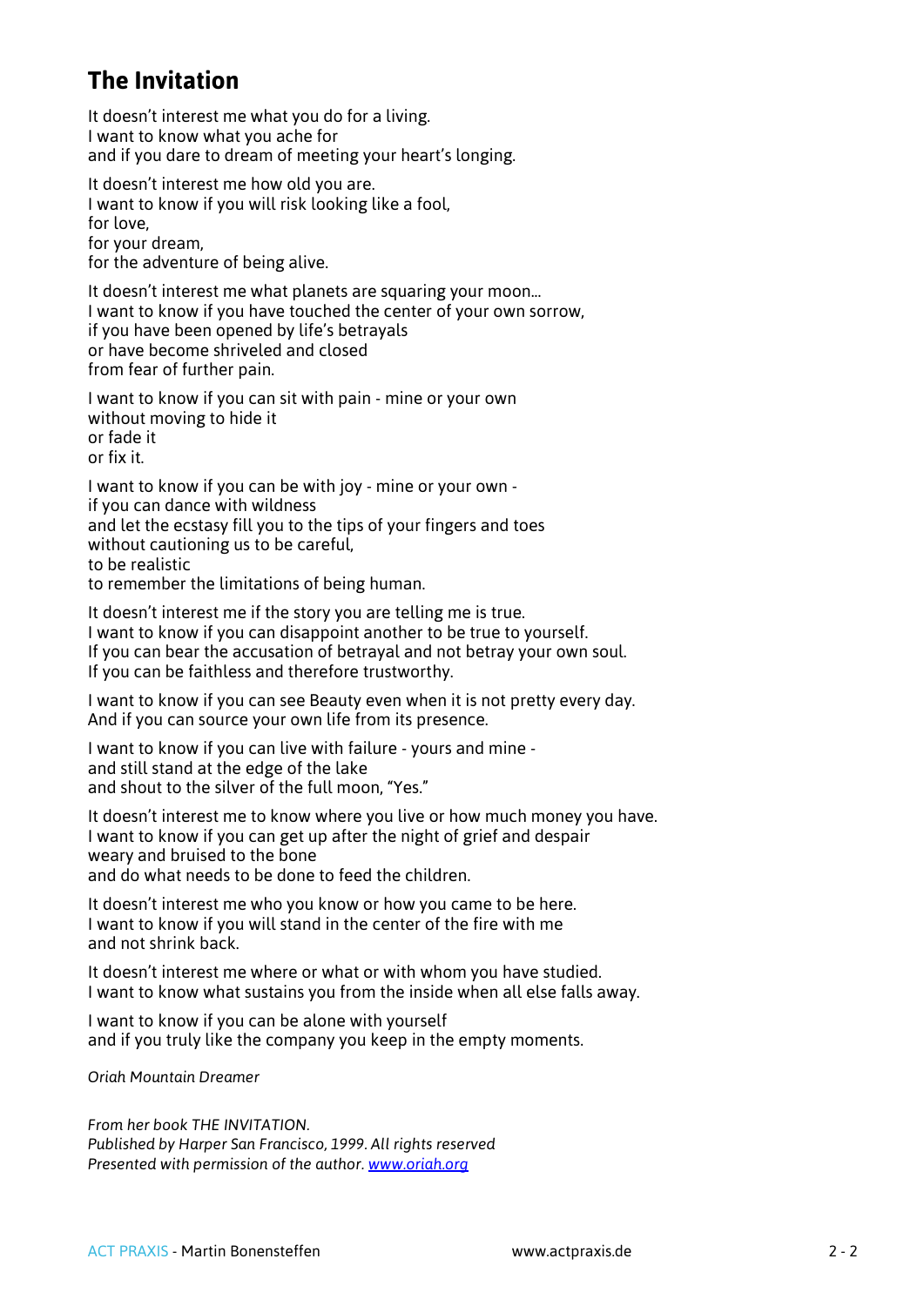## The Invitation

It doesn't interest me what you do for a living.
I want to know what you ache for
and if you dare to dream of meeting your heart's longing.

It doesn't interest me how old you are.
I want to know if you will risk looking like a fool,
for love,
for your dream,
for the adventure of being alive.

It doesn't interest me what planets are squaring your moon...
I want to know if you have touched the center of your own sorrow,
if you have been opened by life's betrayals
or have become shriveled and closed
from fear of further pain.

I want to know if you can sit with pain - mine or your own
without moving to hide it
or fade it
or fix it.

I want to know if you can be with joy - mine or your own -
if you can dance with wildness
and let the ecstasy fill you to the tips of your fingers and toes
without cautioning us to be careful,
to be realistic
to remember the limitations of being human.

It doesn't interest me if the story you are telling me is true.
I want to know if you can disappoint another to be true to yourself.
If you can bear the accusation of betrayal and not betray your own soul.
If you can be faithless and therefore trustworthy.

I want to know if you can see Beauty even when it is not pretty every day.
And if you can source your own life from its presence.

I want to know if you can live with failure - yours and mine -
and still stand at the edge of the lake
and shout to the silver of the full moon, "Yes."

It doesn't interest me to know where you live or how much money you have.
I want to know if you can get up after the night of grief and despair
weary and bruised to the bone
and do what needs to be done to feed the children.

It doesn't interest me who you know or how you came to be here.
I want to know if you will stand in the center of the fire with me
and not shrink back.

It doesn't interest me where or what or with whom you have studied.
I want to know what sustains you from the inside when all else falls away.

I want to know if you can be alone with yourself
and if you truly like the company you keep in the empty moments.

*Oriah Mountain Dreamer*

*From her book THE INVITATION.*
*Published by Harper San Francisco, 1999. All rights reserved*
*Presented with permission of the author. [www.oriah.org](www.oriah.org)*